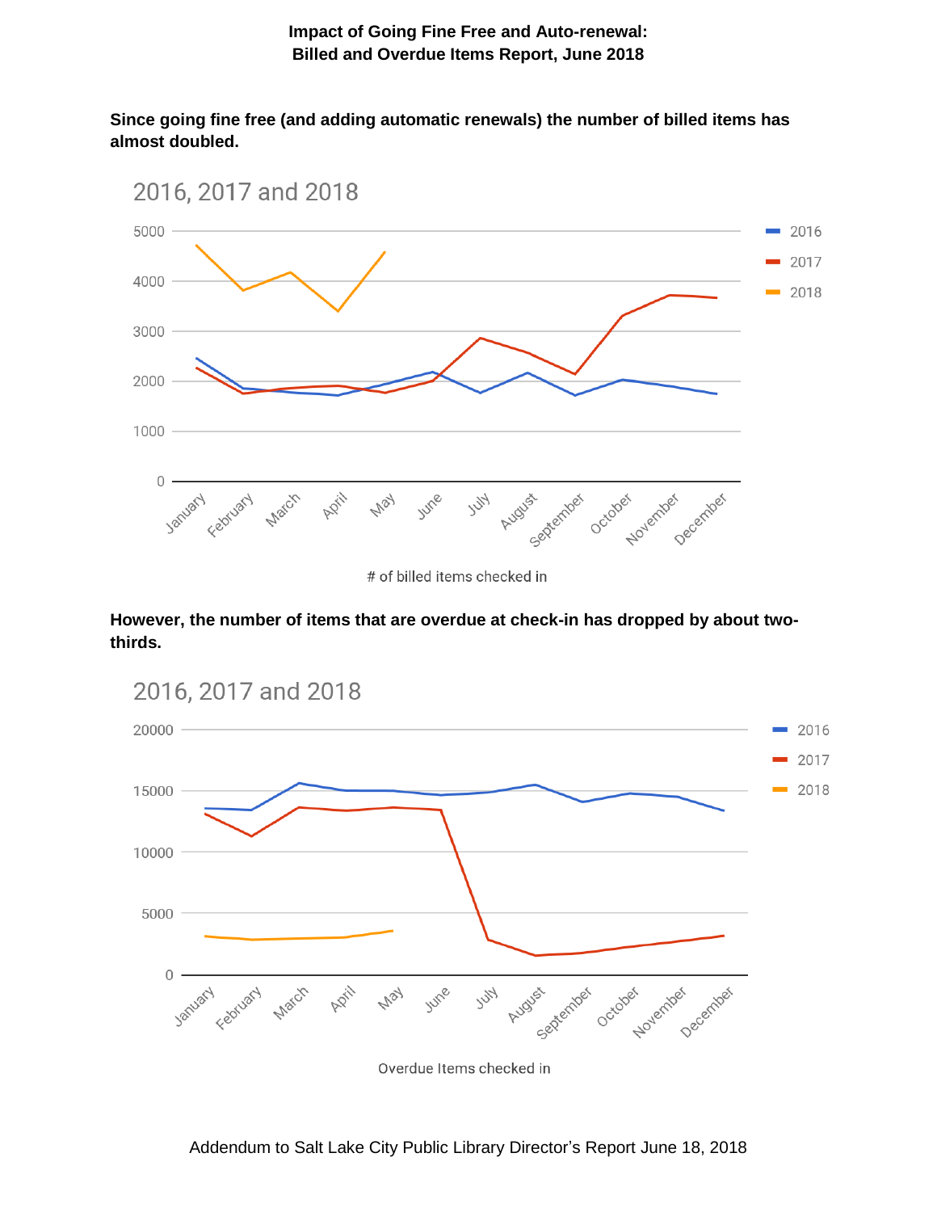**Impact of Going Fine Free and Auto-renewal:**
**Billed and Overdue Items Report, June 2018**

**Since going fine free (and adding automatic renewals) the number of billed items has almost doubled.**

2016, 2017 and 2018

# of billed items checked in

**However, the number of items that are overdue at check-in has dropped by about two-thirds.**

2016, 2017 and 2018

Overdue Items checked in

Addendum to Salt Lake City Public Library Director's Report June 18, 2018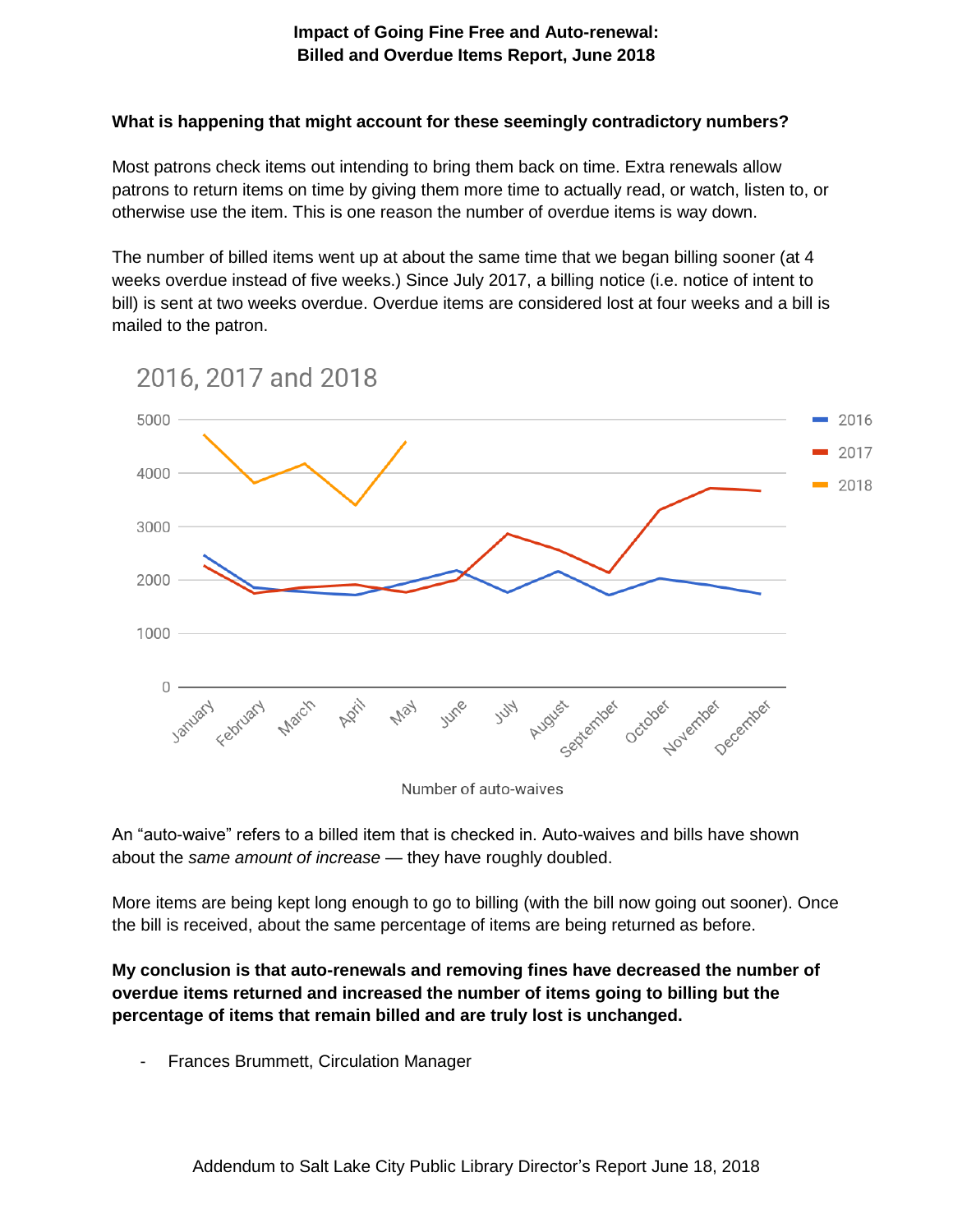**What is happening that might account for these seemingly contradictory numbers?**

Most patrons check items out intending to bring them back on time. Extra renewals allow patrons to return items on time by giving them more time to actually read, or watch, listen to, or otherwise use the item. This is one reason the number of overdue items is way down.

The number of billed items went up at about the same time that we began billing sooner (at 4 weeks overdue instead of five weeks.) Since July 2017, a billing notice (i.e. notice of intent to bill) is sent at two weeks overdue. Overdue items are considered lost at four weeks and a bill is mailed to the patron.

2016, 2017 and 2018

Number of auto-waives

An "auto-waive" refers to a billed item that is checked in. Auto-waives and bills have shown about the *same amount of increase* — they have roughly doubled.

More items are being kept long enough to go to billing (with the bill now going out sooner). Once the bill is received, about the same percentage of items are being returned as before.

**My conclusion is that auto-renewals and removing fines have decreased the number of overdue items returned and increased the number of items going to billing but the percentage of items that remain billed and are truly lost is unchanged.**

- Frances Brummett, Circulation Manager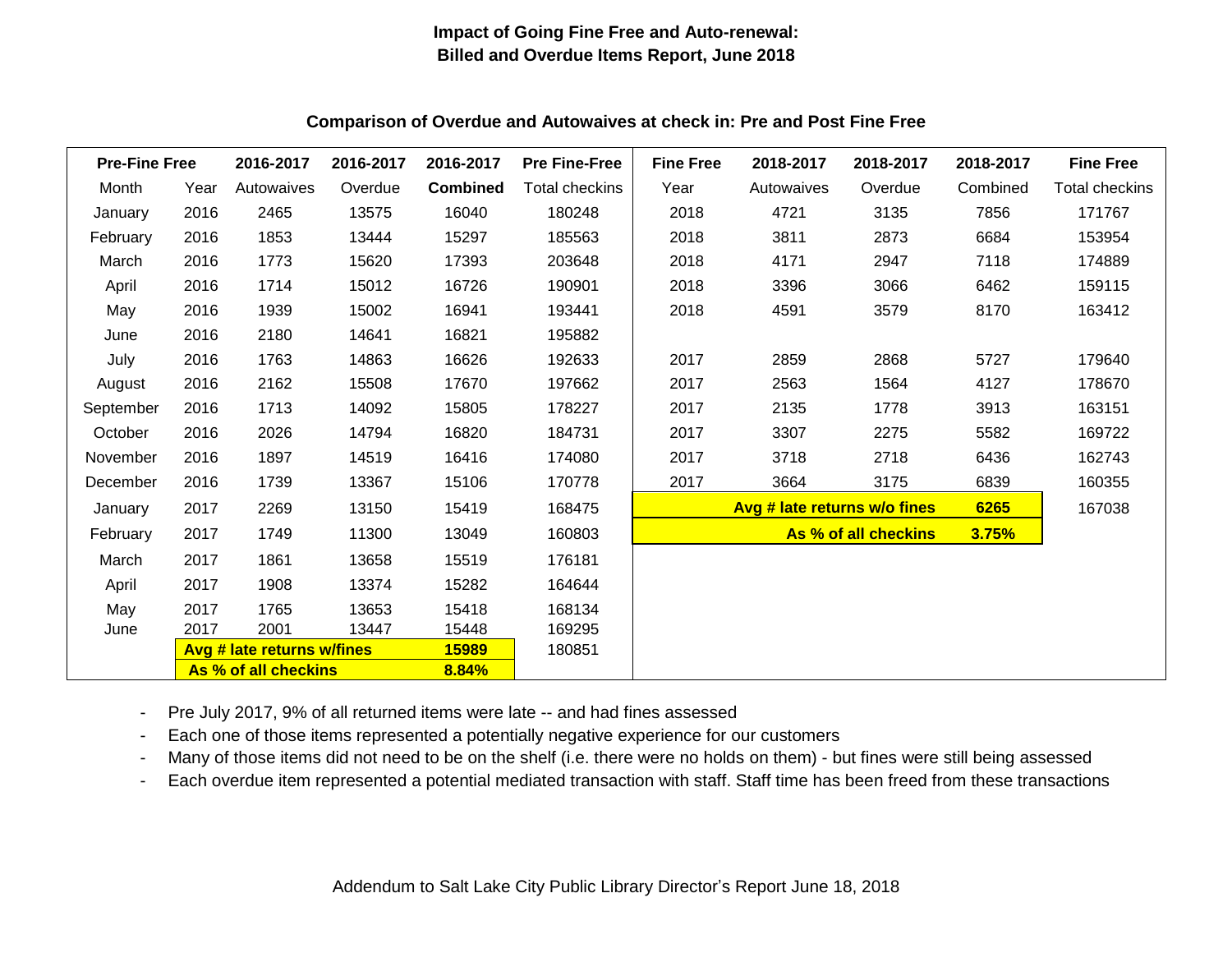**Impact of Going Fine Free and Auto-renewal:**
**Billed and Overdue Items Report, June 2018**

**Comparison of Overdue and Autowaives at check in: Pre and Post Fine Free**

| **Pre-Fine Free** | | **2016-2017** | **2016-2017** | **2016-2017** | **Pre Fine-Free** | **Fine Free** | **2018-2017** | **2018-2017** | **2018-2017** | **Fine Free** |
|---|---|---|---|---|---|---|---|---|---|---|
| Month | Year | Autowaives | Overdue | **Combined** | Total checkins | Year | Autowaives | Overdue | Combined | Total checkins |
| January | 2016 | 2465 | 13575 | 16040 | 180248 | 2018 | 4721 | 3135 | 7856 | 171767 |
| February | 2016 | 1853 | 13444 | 15297 | 185563 | 2018 | 3811 | 2873 | 6684 | 153954 |
| March | 2016 | 1773 | 15620 | 17393 | 203648 | 2018 | 4171 | 2947 | 7118 | 174889 |
| April | 2016 | 1714 | 15012 | 16726 | 190901 | 2018 | 3396 | 3066 | 6462 | 159115 |
| May | 2016 | 1939 | 15002 | 16941 | 193441 | 2018 | 4591 | 3579 | 8170 | 163412 |
| June | 2016 | 2180 | 14641 | 16821 | 195882 | | | | | |
| July | 2016 | 1763 | 14863 | 16626 | 192633 | 2017 | 2859 | 2868 | 5727 | 179640 |
| August | 2016 | 2162 | 15508 | 17670 | 197662 | 2017 | 2563 | 1564 | 4127 | 178670 |
| September | 2016 | 1713 | 14092 | 15805 | 178227 | 2017 | 2135 | 1778 | 3913 | 163151 |
| October | 2016 | 2026 | 14794 | 16820 | 184731 | 2017 | 3307 | 2275 | 5582 | 169722 |
| November | 2016 | 1897 | 14519 | 16416 | 174080 | 2017 | 3718 | 2718 | 6436 | 162743 |
| December | 2016 | 1739 | 13367 | 15106 | 170778 | 2017 | 3664 | 3175 | 6839 | 160355 |
| January | 2017 | 2269 | 13150 | 15419 | 168475 | | **Avg # late returns w/o fines** | | **6265** | 167038 |
| February | 2017 | 1749 | 11300 | 13049 | 160803 | | | **As % of all checkins** | **3.75%** | |
| March | 2017 | 1861 | 13658 | 15519 | 176181 | | | | | |
| April | 2017 | 1908 | 13374 | 15282 | 164644 | | | | | |
| May | 2017 | 1765 | 13653 | 15418 | 168134 | | | | | |
| June | 2017 | 2001 | 13447 | 15448 | 169295 | | | | | |
| | **Avg # late returns w/fines** | | | **15989** | 180851 | | | | | |
| | **As % of all checkins** | | | **8.84%** | | | | | | |

- Pre July 2017, 9% of all returned items were late -- and had fines assessed
- Each one of those items represented a potentially negative experience for our customers
- Many of those items did not need to be on the shelf (i.e. there were no holds on them) - but fines were still being assessed
- Each overdue item represented a potential mediated transaction with staff. Staff time has been freed from these transactions

Addendum to Salt Lake City Public Library Director's Report June 18, 2018